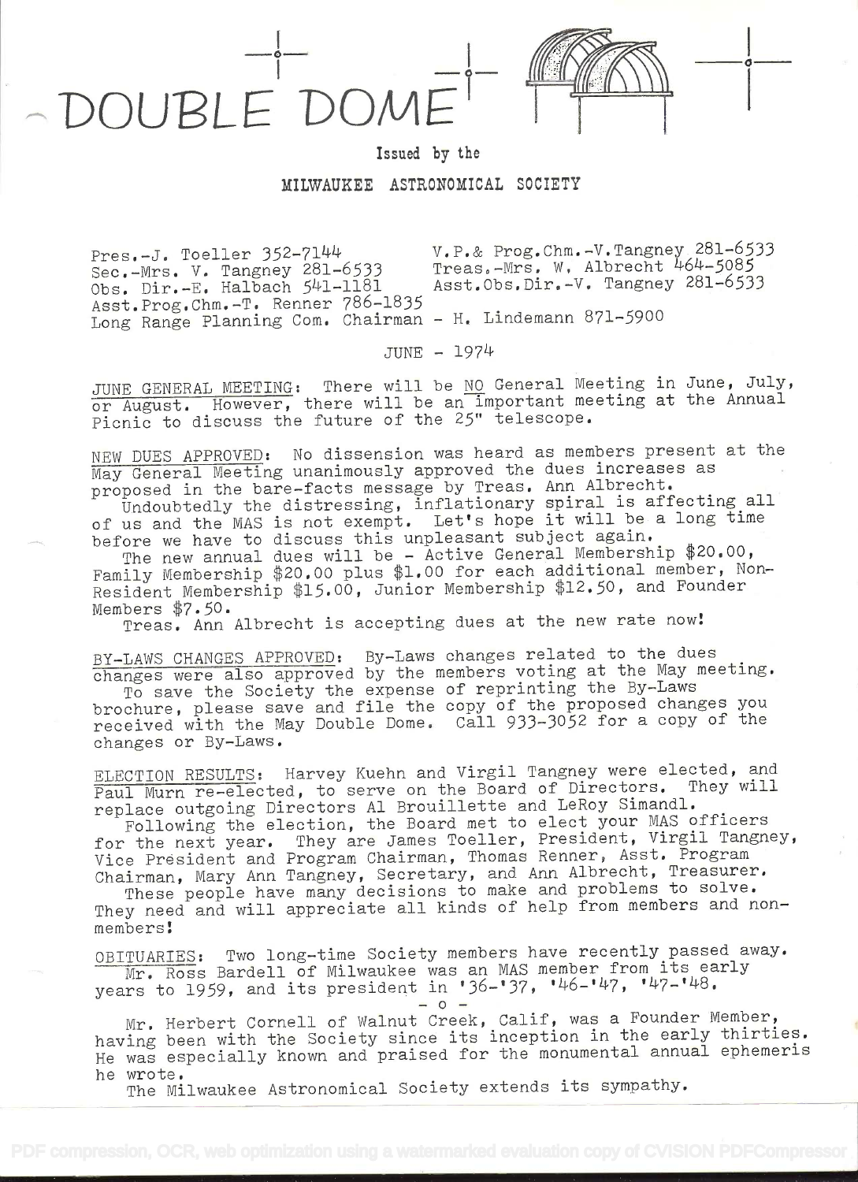# DOUBLE DOME

Issued by the

MILWAUKEE ASTRONOMICAL SOCIETY

Pres.-J. Toeller 352-7144
V.P.& Prog.Chm.-V.Tangney 281-6533
Sec.-Mrs. V. Tangney 281-6533
Treas.-Mrs. W. Albrecht 464-5085
Obs. Dir.-E. Halbach 541-1181
Asst.Obs.Dir.-V. Tangney 281-6533
Asst.Prog.Chm.-T. Renner 786-1835
Long Range Planning Com. Chairman - H. Lindemann 871-5900

JUNE - 1974

JUNE GENERAL MEETING: There will be NO General Meeting in June, July, or August. However, there will be an important meeting at the Annual Picnic to discuss the future of the 25" telescope.

NEW DUES APPROVED: No dissension was heard as members present at the May General Meeting unanimously approved the dues increases as proposed in the bare-facts message by Treas. Ann Albrecht.

Undoubtedly the distressing, inflationary spiral is affecting all of us and the MAS is not exempt. Let's hope it will be a long time before we have to discuss this unpleasant subject again.

The new annual dues will be - Active General Membership $20.00, Family Membership $20.00 plus $1.00 for each additional member, Non-Resident Membership $15.00, Junior Membership $12.50, and Founder Members $7.50.

Treas. Ann Albrecht is accepting dues at the new rate now!

BY-LAWS CHANGES APPROVED: By-Laws changes related to the dues changes were also approved by the members voting at the May meeting.

To save the Society the expense of reprinting the By-Laws brochure, please save and file the copy of the proposed changes you received with the May Double Dome. Call 933-3052 for a copy of the changes or By-Laws.

ELECTION RESULTS: Harvey Kuehn and Virgil Tangney were elected, and Paul Murn re-elected, to serve on the Board of Directors. They will replace outgoing Directors Al Brouillette and LeRoy Simandl.

Following the election, the Board met to elect your MAS officers for the next year. They are James Toeller, President, Virgil Tangney, Vice President and Program Chairman, Thomas Renner, Asst. Program Chairman, Mary Ann Tangney, Secretary, and Ann Albrecht, Treasurer.

These people have many decisions to make and problems to solve. They need and will appreciate all kinds of help from members and non-members!

OBITUARIES: Two long-time Society members have recently passed away.

Mr. Ross Bardell of Milwaukee was an MAS member from its early years to 1959, and its president in '36-'37, '46-'47, '47-'48.

\- o -

Mr. Herbert Cornell of Walnut Creek, Calif, was a Founder Member, having been with the Society since its inception in the early thirties. He was especially known and praised for the monumental annual ephemeris he wrote.

The Milwaukee Astronomical Society extends its sympathy.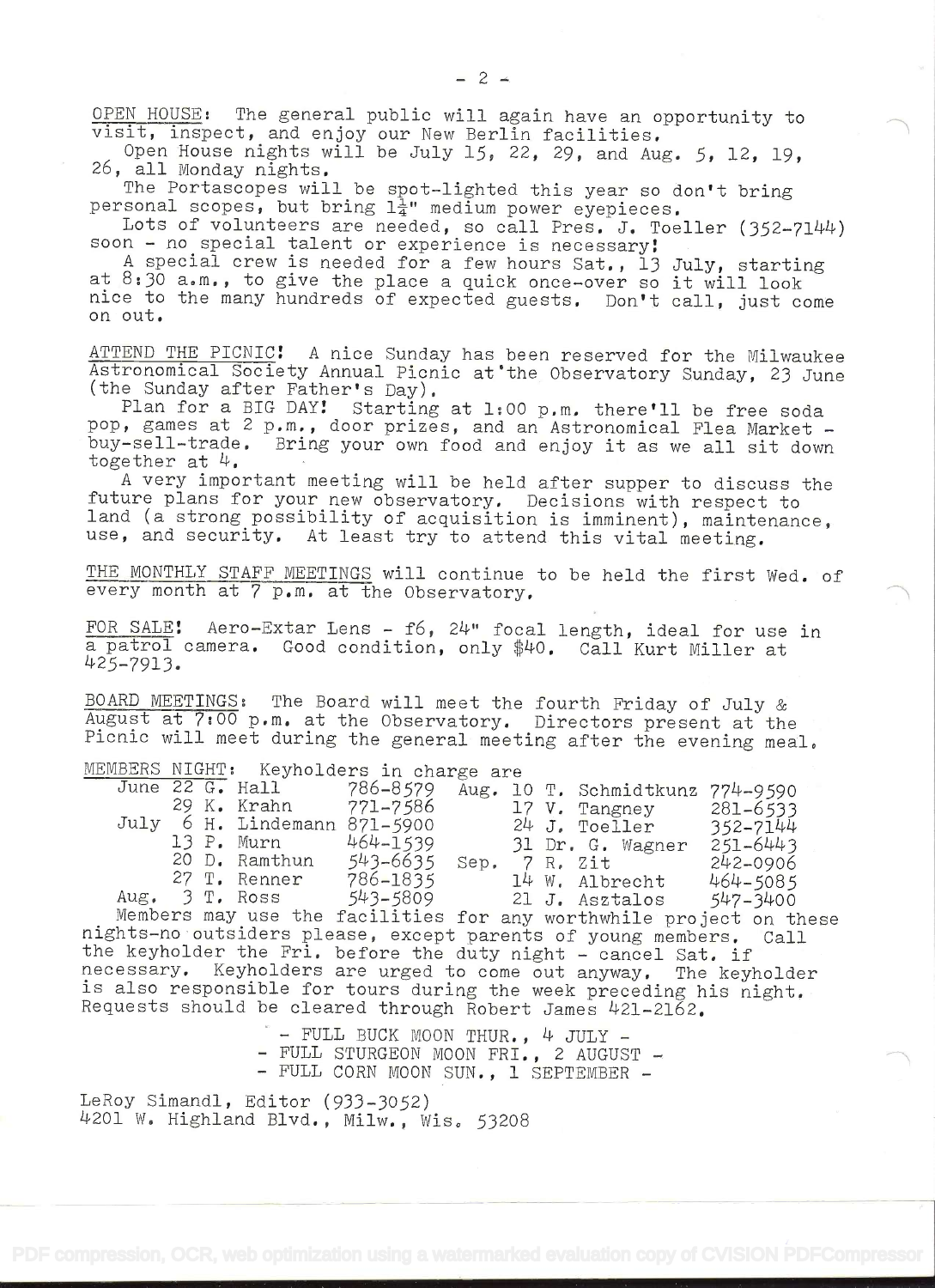OPEN HOUSE: The general public will again have an opportunity to visit, inspect, and enjoy our New Berlin facilities.

Open House nights will be July 15, 22, 29, and Aug. 5, 12, 19, 26, all Monday nights.

The Portascopes will be spot-lighted this year so don't bring personal scopes, but bring $1\frac{1}{4}$" medium power eyepieces.

Lots of volunteers are needed, so call Pres. J. Toeller (352-7144) soon - no special talent or experience is necessary!

A special crew is needed for a few hours Sat., 13 July, starting at 8:30 a.m., to give the place a quick once-over so it will look nice to the many hundreds of expected guests. Don't call, just come on out.

ATTEND THE PICNIC! A nice Sunday has been reserved for the Milwaukee Astronomical Society Annual Picnic at the Observatory Sunday, 23 June (the Sunday after Father's Day).

Plan for a BIG DAY! Starting at 1:00 p.m. there'll be free soda pop, games at 2 p.m., door prizes, and an Astronomical Flea Market - buy-sell-trade. Bring your own food and enjoy it as we all sit down together at 4.

A very important meeting will be held after supper to discuss the future plans for your new observatory. Decisions with respect to land (a strong possibility of acquisition is imminent), maintenance, use, and security. At least try to attend this vital meeting.

THE MONTHLY STAFF MEETINGS will continue to be held the first Wed. of every month at 7 p.m. at the Observatory.

FOR SALE! Aero-Extar Lens - f6, 24" focal length, ideal for use in a patrol camera. Good condition, only $40. Call Kurt Miller at 425-7913.

BOARD MEETINGS: The Board will meet the fourth Friday of July & August at 7:00 p.m. at the Observatory. Directors present at the Picnic will meet during the general meeting after the evening meal.

MEMBERS NIGHT: Keyholders in charge are

| | | | | | | | |
|---|---|---|---|---|---|---|---|
| June | 22 | G. Hall | 786-8579 | Aug. | 10 | T. Schmidtkunz | 774-9590 |
| | 29 | K. Krahn | 771-7586 | | 17 | V. Tangney | 281-6533 |
| July | 6 | H. Lindemann | 871-5900 | | 24 | J. Toeller | 352-7144 |
| | 13 | P. Murn | 464-1539 | | 31 | Dr. G. Wagner | 251-6443 |
| | 20 | D. Ramthun | 543-6635 | Sep. | 7 | R. Zit | 242-0906 |
| | 27 | T. Renner | 786-1835 | | 14 | W. Albrecht | 464-5085 |
| Aug. | 3 | T. Ross | 543-5809 | | 21 | J. Asztalos | 547-3400 |

Members may use the facilities for any worthwhile project on these nights-no outsiders please, except parents of young members. Call the keyholder the Fri. before the duty night - cancel Sat. if necessary. Keyholders are urged to come out anyway. The keyholder is also responsible for tours during the week preceding his night. Requests should be cleared through Robert James 421-2162.

- FULL BUCK MOON THUR., 4 JULY -
- FULL STURGEON MOON FRI., 2 AUGUST -
- FULL CORN MOON SUN., 1 SEPTEMBER -

LeRoy Simandl, Editor (933-3052)
4201 W. Highland Blvd., Milw., Wis. 53208